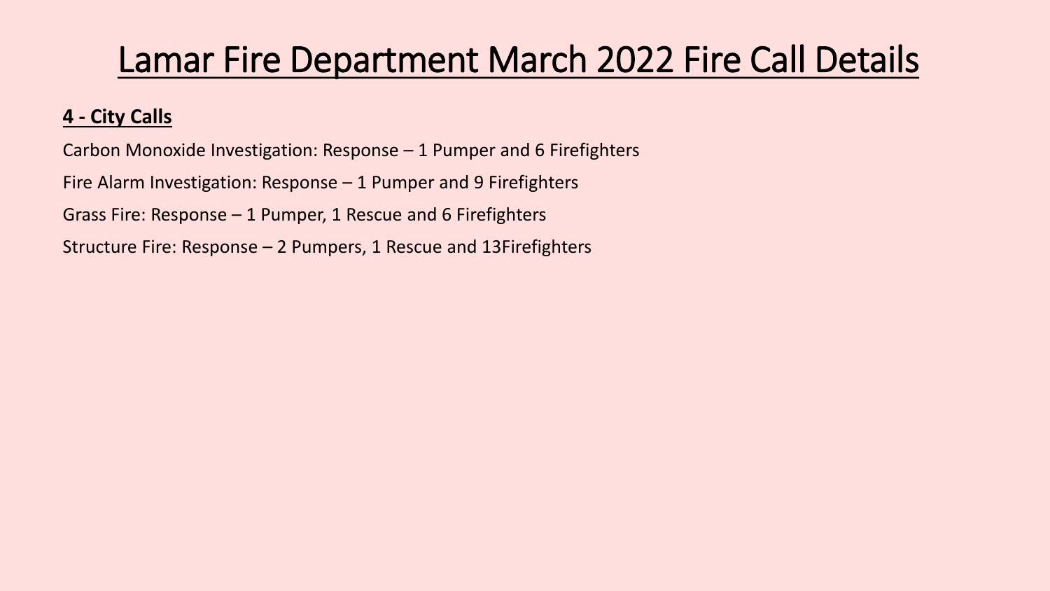# Lamar Fire Department March 2022 Fire Call Details

**4 - City Calls**

Carbon Monoxide Investigation: Response – 1 Pumper and 6 Firefighters

Fire Alarm Investigation: Response – 1 Pumper and 9 Firefighters

Grass Fire: Response – 1 Pumper, 1 Rescue and 6 Firefighters

Structure Fire: Response – 2 Pumpers, 1 Rescue and 13Firefighters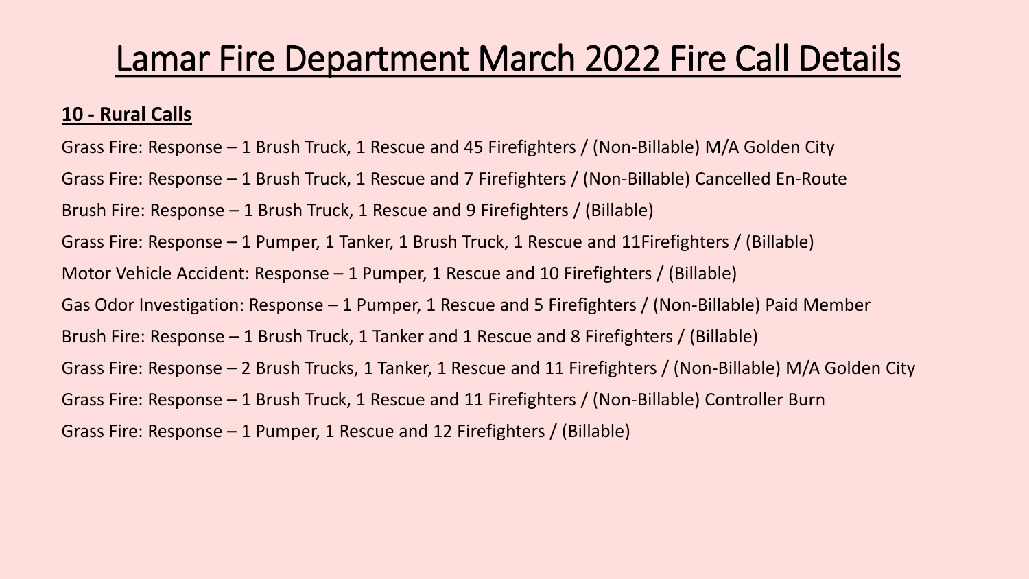# Lamar Fire Department March 2022 Fire Call Details

**10 - Rural Calls**

Grass Fire: Response – 1 Brush Truck, 1 Rescue and 45 Firefighters / (Non-Billable) M/A Golden City

Grass Fire: Response – 1 Brush Truck, 1 Rescue and 7 Firefighters / (Non-Billable) Cancelled En-Route

Brush Fire: Response – 1 Brush Truck, 1 Rescue and 9 Firefighters / (Billable)

Grass Fire: Response – 1 Pumper, 1 Tanker, 1 Brush Truck, 1 Rescue and 11Firefighters / (Billable)

Motor Vehicle Accident: Response – 1 Pumper, 1 Rescue and 10 Firefighters / (Billable)

Gas Odor Investigation: Response – 1 Pumper, 1 Rescue and 5 Firefighters / (Non-Billable) Paid Member

Brush Fire: Response – 1 Brush Truck, 1 Tanker and 1 Rescue and 8 Firefighters / (Billable)

Grass Fire: Response – 2 Brush Trucks, 1 Tanker, 1 Rescue and 11 Firefighters / (Non-Billable) M/A Golden City

Grass Fire: Response – 1 Brush Truck, 1 Rescue and 11 Firefighters / (Non-Billable) Controller Burn

Grass Fire: Response – 1 Pumper, 1 Rescue and 12 Firefighters / (Billable)